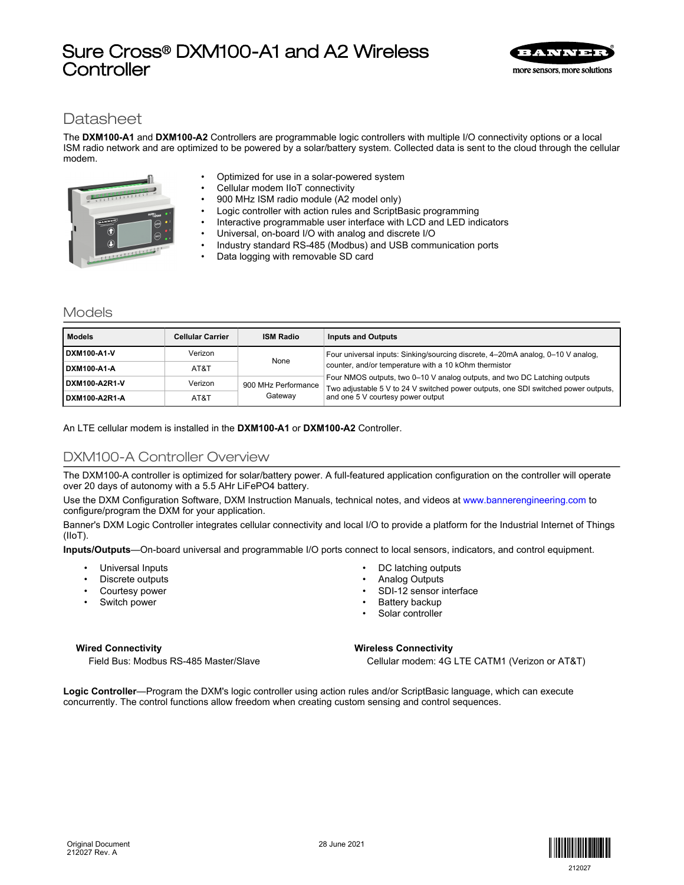# Sure Cross® DXM100-A1 and A2 Wireless Controller

## Datasheet

The **DXM100-A1** and **DXM100-A2** Controllers are programmable logic controllers with multiple I/O connectivity options or a local ISM radio network and are optimized to be powered by a solar/battery system. Collected data is sent to the cloud through the cellular modem.

- Optimized for use in a solar-powered system
- Cellular modem IIoT connectivity
- 900 MHz ISM radio module (A2 model only)
- Logic controller with action rules and ScriptBasic programming
- Interactive programmable user interface with LCD and LED indicators
- Universal, on-board I/O with analog and discrete I/O
- Industry standard RS-485 (Modbus) and USB communication ports
- Data logging with removable SD card

## Models

| Models | Cellular Carrier | ISM Radio | Inputs and Outputs |
|---|---|---|---|
| **DXM100-A1-V** | Verizon | None | Four universal inputs: Sinking/sourcing discrete, 4–20mA analog, 0–10 V analog, counter, and/or temperature with a 10 kOhm thermistor<br>Four NMOS outputs, two 0–10 V analog outputs, and two DC Latching outputs<br>Two adjustable 5 V to 24 V switched power outputs, one SDI switched power outputs, and one 5 V courtesy power output |
| **DXM100-A1-A** | AT&T | | |
| **DXM100-A2R1-V** | Verizon | 900 MHz Performance Gateway | |
| **DXM100-A2R1-A** | AT&T | | |

An LTE cellular modem is installed in the **DXM100-A1** or **DXM100-A2** Controller.

## DXM100-A Controller Overview

The DXM100-A controller is optimized for solar/battery power. A full-featured application configuration on the controller will operate over 20 days of autonomy with a 5.5 AHr LiFePO4 battery.

Use the DXM Configuration Software, DXM Instruction Manuals, technical notes, and videos at www.bannerengineering.com to configure/program the DXM for your application.

Banner's DXM Logic Controller integrates cellular connectivity and local I/O to provide a platform for the Industrial Internet of Things (IIoT).

**Inputs/Outputs**—On-board universal and programmable I/O ports connect to local sensors, indicators, and control equipment.

- Universal Inputs
- Discrete outputs
- Courtesy power
- Switch power
- DC latching outputs
- Analog Outputs
- SDI-12 sensor interface
- Battery backup
- Solar controller

**Wired Connectivity**

Field Bus: Modbus RS-485 Master/Slave

**Wireless Connectivity**

Cellular modem: 4G LTE CATM1 (Verizon or AT&T)

**Logic Controller**—Program the DXM's logic controller using action rules and/or ScriptBasic language, which can execute concurrently. The control functions allow freedom when creating custom sensing and control sequences.

Original Document
212027 Rev. A

28 June 2021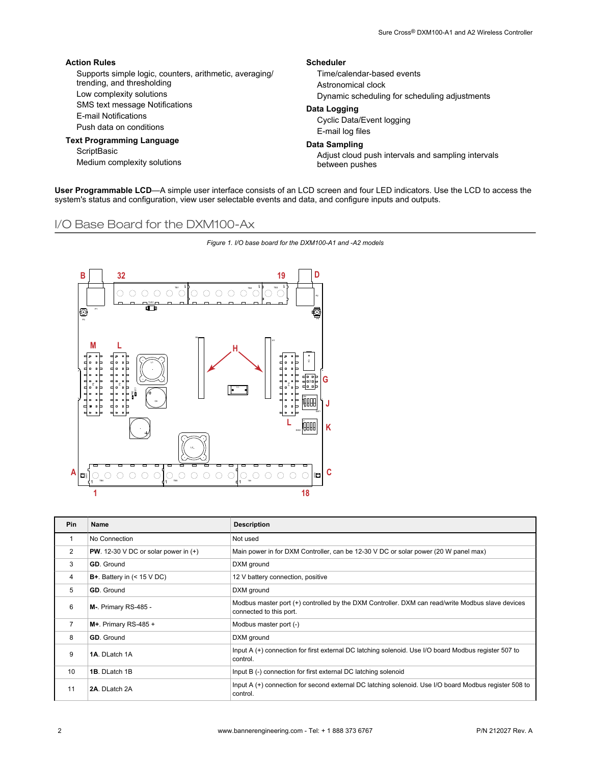**Action Rules**

- Supports simple logic, counters, arithmetic, averaging/trending, and thresholding
- Low complexity solutions
- SMS text message Notifications
- E-mail Notifications
- Push data on conditions

**Text Programming Language**

- ScriptBasic
- Medium complexity solutions

**Scheduler**

- Time/calendar-based events
- Astronomical clock
- Dynamic scheduling for scheduling adjustments

**Data Logging**

- Cyclic Data/Event logging
- E-mail log files

**Data Sampling**

- Adjust cloud push intervals and sampling intervals between pushes

**User Programmable LCD**—A simple user interface consists of an LCD screen and four LED indicators. Use the LCD to access the system's status and configuration, view user selectable events and data, and configure inputs and outputs.

## I/O Base Board for the DXM100-Ax

*Figure 1. I/O base board for the DXM100-A1 and -A2 models*

| Pin | Name | Description |
|---|---|---|
| 1 | No Connection | Not used |
| 2 | **PW**. 12-30 V DC or solar power in (+) | Main power in for DXM Controller, can be 12-30 V DC or solar power (20 W panel max) |
| 3 | **GD**. Ground | DXM ground |
| 4 | **B+**. Battery in (< 15 V DC) | 12 V battery connection, positive |
| 5 | **GD**. Ground | DXM ground |
| 6 | **M-**. Primary RS-485 - | Modbus master port (+) controlled by the DXM Controller. DXM can read/write Modbus slave devices connected to this port. |
| 7 | **M+**. Primary RS-485 + | Modbus master port (-) |
| 8 | **GD**. Ground | DXM ground |
| 9 | **1A**. DLatch 1A | Input A (+) connection for first external DC latching solenoid. Use I/O board Modbus register 507 to control. |
| 10 | **1B**. DLatch 1B | Input B (-) connection for first external DC latching solenoid |
| 11 | **2A**. DLatch 2A | Input A (+) connection for second external DC latching solenoid. Use I/O board Modbus register 508 to control. |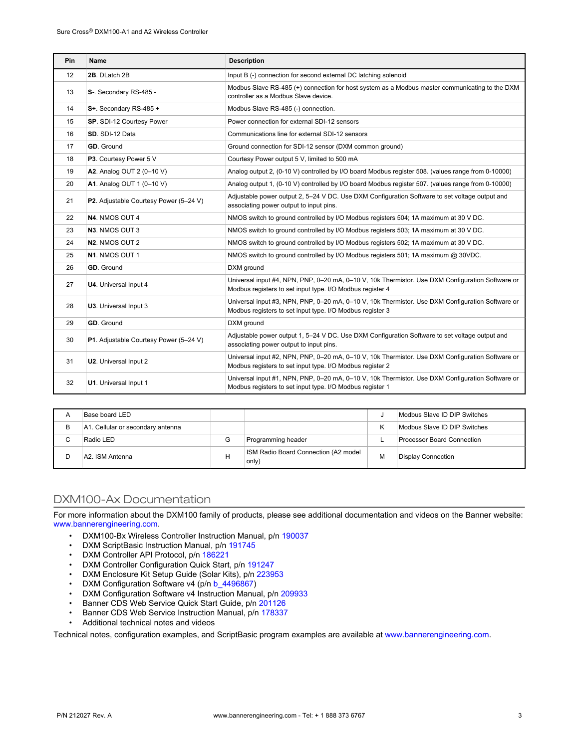| Pin | Name | Description |
|---|---|---|
| 12 | **2B**. DLatch 2B | Input B (-) connection for second external DC latching solenoid |
| 13 | **S-**. Secondary RS-485 - | Modbus Slave RS-485 (+) connection for host system as a Modbus master communicating to the DXM controller as a Modbus Slave device. |
| 14 | **S+**. Secondary RS-485 + | Modbus Slave RS-485 (-) connection. |
| 15 | **SP**. SDI-12 Courtesy Power | Power connection for external SDI-12 sensors |
| 16 | **SD**. SDI-12 Data | Communications line for external SDI-12 sensors |
| 17 | **GD**. Ground | Ground connection for SDI-12 sensor (DXM common ground) |
| 18 | **P3**. Courtesy Power 5 V | Courtesy Power output 5 V, limited to 500 mA |
| 19 | **A2**. Analog OUT 2 (0–10 V) | Analog output 2, (0-10 V) controlled by I/O board Modbus register 508. (values range from 0-10000) |
| 20 | **A1**. Analog OUT 1 (0–10 V) | Analog output 1, (0-10 V) controlled by I/O board Modbus register 507. (values range from 0-10000) |
| 21 | **P2**. Adjustable Courtesy Power (5–24 V) | Adjustable power output 2, 5–24 V DC. Use DXM Configuration Software to set voltage output and associating power output to input pins. |
| 22 | **N4**. NMOS OUT 4 | NMOS switch to ground controlled by I/O Modbus registers 504; 1A maximum at 30 V DC. |
| 23 | **N3**. NMOS OUT 3 | NMOS switch to ground controlled by I/O Modbus registers 503; 1A maximum at 30 V DC. |
| 24 | **N2**. NMOS OUT 2 | NMOS switch to ground controlled by I/O Modbus registers 502; 1A maximum at 30 V DC. |
| 25 | **N1**. NMOS OUT 1 | NMOS switch to ground controlled by I/O Modbus registers 501; 1A maximum @ 30VDC. |
| 26 | **GD**. Ground | DXM ground |
| 27 | **U4**. Universal Input 4 | Universal input #4, NPN, PNP, 0–20 mA, 0–10 V, 10k Thermistor. Use DXM Configuration Software or Modbus registers to set input type. I/O Modbus register 4 |
| 28 | **U3**. Universal Input 3 | Universal input #3, NPN, PNP, 0–20 mA, 0–10 V, 10k Thermistor. Use DXM Configuration Software or Modbus registers to set input type. I/O Modbus register 3 |
| 29 | **GD**. Ground | DXM ground |
| 30 | **P1**. Adjustable Courtesy Power (5–24 V) | Adjustable power output 1, 5–24 V DC. Use DXM Configuration Software to set voltage output and associating power output to input pins. |
| 31 | **U2**. Universal Input 2 | Universal input #2, NPN, PNP, 0–20 mA, 0–10 V, 10k Thermistor. Use DXM Configuration Software or Modbus registers to set input type. I/O Modbus register 2 |
| 32 | **U1**. Universal Input 1 | Universal input #1, NPN, PNP, 0–20 mA, 0–10 V, 10k Thermistor. Use DXM Configuration Software or Modbus registers to set input type. I/O Modbus register 1 |

| | | | | | |
|---|---|---|---|---|---|
| A | Base board LED | | | J | Modbus Slave ID DIP Switches |
| B | A1. Cellular or secondary antenna | | | K | Modbus Slave ID DIP Switches |
| C | Radio LED | G | Programming header | L | Processor Board Connection |
| D | A2. ISM Antenna | H | ISM Radio Board Connection (A2 model only) | M | Display Connection |

## DXM100-Ax Documentation

For more information about the DXM100 family of products, please see additional documentation and videos on the Banner website: www.bannerengineering.com.

- DXM100-Bx Wireless Controller Instruction Manual, p/n 190037
- DXM ScriptBasic Instruction Manual, p/n 191745
- DXM Controller API Protocol, p/n 186221
- DXM Controller Configuration Quick Start, p/n 191247
- DXM Enclosure Kit Setup Guide (Solar Kits), p/n 223953
- DXM Configuration Software v4 (p/n b_4496867)
- DXM Configuration Software v4 Instruction Manual, p/n 209933
- Banner CDS Web Service Quick Start Guide, p/n 201126
- Banner CDS Web Service Instruction Manual, p/n 178337
- Additional technical notes and videos

Technical notes, configuration examples, and ScriptBasic program examples are available at www.bannerengineering.com.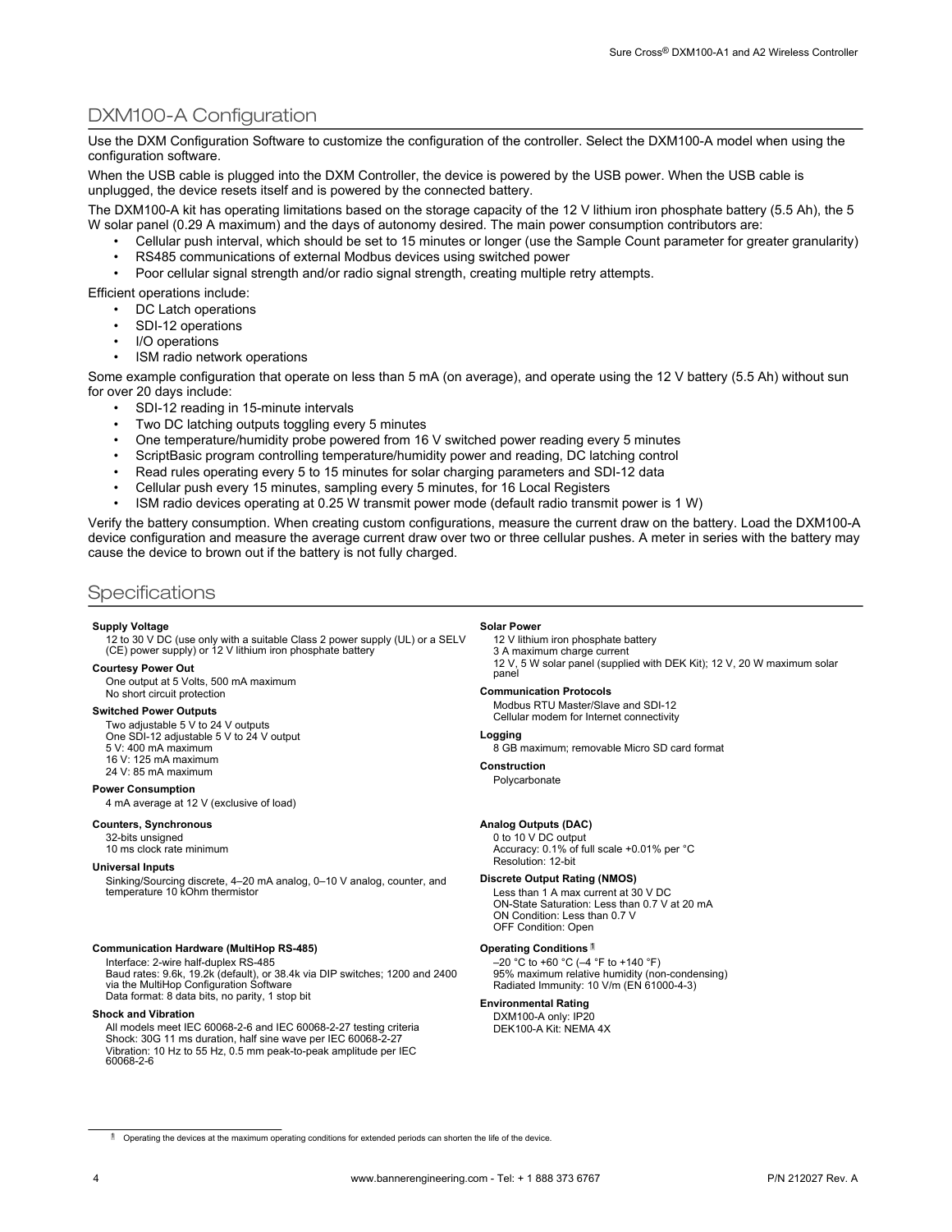## DXM100-A Configuration

Use the DXM Configuration Software to customize the configuration of the controller. Select the DXM100-A model when using the configuration software.

When the USB cable is plugged into the DXM Controller, the device is powered by the USB power. When the USB cable is unplugged, the device resets itself and is powered by the connected battery.

The DXM100-A kit has operating limitations based on the storage capacity of the 12 V lithium iron phosphate battery (5.5 Ah), the 5 W solar panel (0.29 A maximum) and the days of autonomy desired. The main power consumption contributors are:

- Cellular push interval, which should be set to 15 minutes or longer (use the Sample Count parameter for greater granularity)
- RS485 communications of external Modbus devices using switched power
- Poor cellular signal strength and/or radio signal strength, creating multiple retry attempts.

Efficient operations include:

- DC Latch operations
- SDI-12 operations
- I/O operations
- ISM radio network operations

Some example configuration that operate on less than 5 mA (on average), and operate using the 12 V battery (5.5 Ah) without sun for over 20 days include:

- SDI-12 reading in 15-minute intervals
- Two DC latching outputs toggling every 5 minutes
- One temperature/humidity probe powered from 16 V switched power reading every 5 minutes
- ScriptBasic program controlling temperature/humidity power and reading, DC latching control
- Read rules operating every 5 to 15 minutes for solar charging parameters and SDI-12 data
- Cellular push every 15 minutes, sampling every 5 minutes, for 16 Local Registers
- ISM radio devices operating at 0.25 W transmit power mode (default radio transmit power is 1 W)

Verify the battery consumption. When creating custom configurations, measure the current draw on the battery. Load the DXM100-A device configuration and measure the average current draw over two or three cellular pushes. A meter in series with the battery may cause the device to brown out if the battery is not fully charged.

## Specifications

**Supply Voltage**
12 to 30 V DC (use only with a suitable Class 2 power supply (UL) or a SELV (CE) power supply) or 12 V lithium iron phosphate battery

**Courtesy Power Out**
One output at 5 Volts, 500 mA maximum
No short circuit protection

**Switched Power Outputs**
Two adjustable 5 V to 24 V outputs
One SDI-12 adjustable 5 V to 24 V output
5 V: 400 mA maximum
16 V: 125 mA maximum
24 V: 85 mA maximum

**Power Consumption**
4 mA average at 12 V (exclusive of load)

**Counters, Synchronous**
32-bits unsigned
10 ms clock rate minimum

**Universal Inputs**
Sinking/Sourcing discrete, 4–20 mA analog, 0–10 V analog, counter, and temperature 10 kOhm thermistor

**Communication Hardware (MultiHop RS-485)**
Interface: 2-wire half-duplex RS-485
Baud rates: 9.6k, 19.2k (default), or 38.4k via DIP switches; 1200 and 2400 via the MultiHop Configuration Software
Data format: 8 data bits, no parity, 1 stop bit

**Shock and Vibration**
All models meet IEC 60068-2-6 and IEC 60068-2-27 testing criteria
Shock: 30G 11 ms duration, half sine wave per IEC 60068-2-27
Vibration: 10 Hz to 55 Hz, 0.5 mm peak-to-peak amplitude per IEC 60068-2-6

**Solar Power**
12 V lithium iron phosphate battery
3 A maximum charge current
12 V, 5 W solar panel (supplied with DEK Kit); 12 V, 20 W maximum solar panel

**Communication Protocols**
Modbus RTU Master/Slave and SDI-12
Cellular modem for Internet connectivity

**Logging**
8 GB maximum; removable Micro SD card format

**Construction**
Polycarbonate

**Analog Outputs (DAC)**
0 to 10 V DC output
Accuracy: 0.1% of full scale +0.01% per °C
Resolution: 12-bit

**Discrete Output Rating (NMOS)**
Less than 1 A max current at 30 V DC
ON-State Saturation: Less than 0.7 V at 20 mA
ON Condition: Less than 0.7 V
OFF Condition: Open

**Operating Conditions** [1]
–20 °C to +60 °C (–4 °F to +140 °F)
95% maximum relative humidity (non-condensing)
Radiated Immunity: 10 V/m (EN 61000-4-3)

**Environmental Rating**
DXM100-A only: IP20
DEK100-A Kit: NEMA 4X

[1] Operating the devices at the maximum operating conditions for extended periods can shorten the life of the device.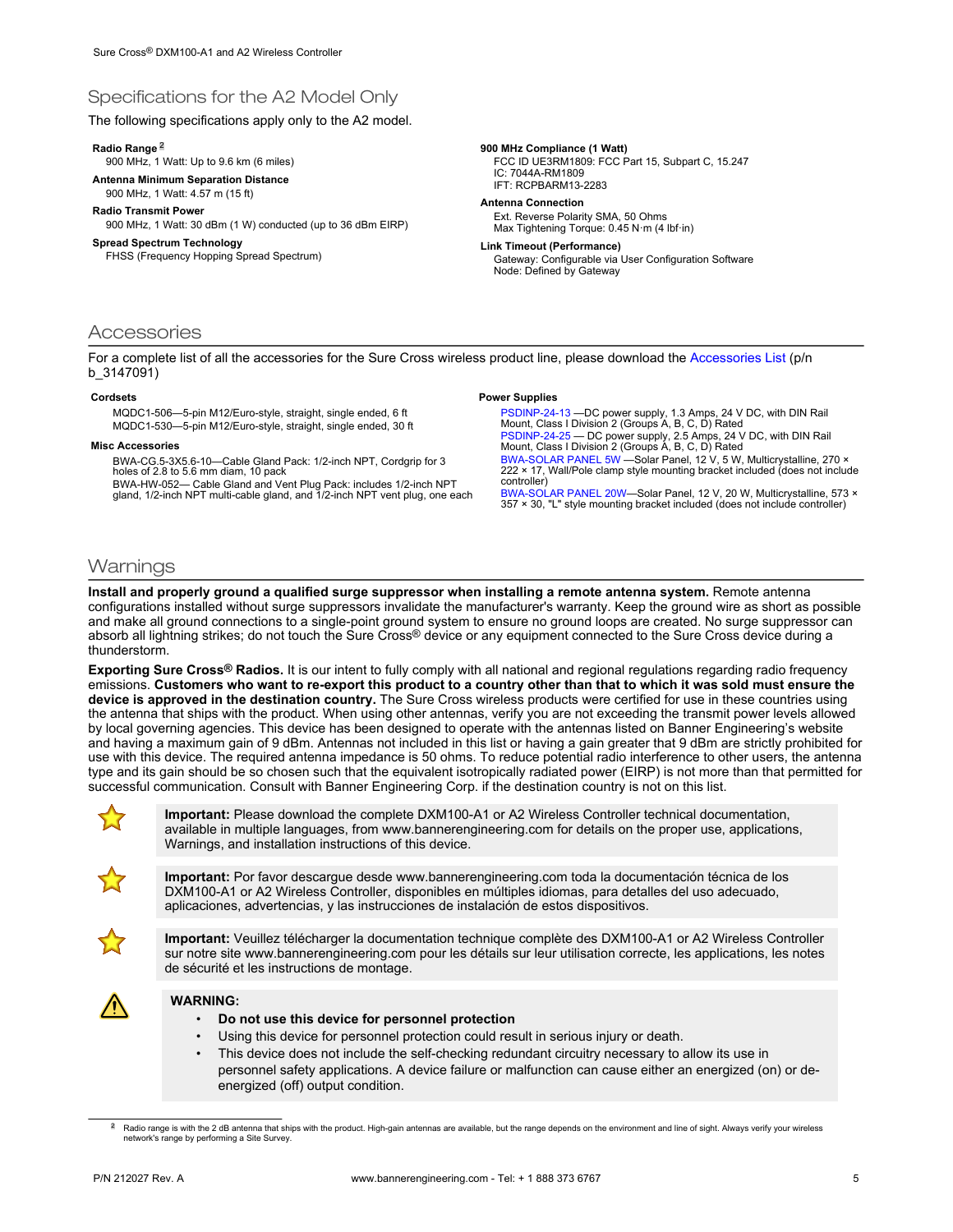## Specifications for the A2 Model Only

The following specifications apply only to the A2 model.

**Radio Range** [2]
900 MHz, 1 Watt: Up to 9.6 km (6 miles)

**Antenna Minimum Separation Distance**
900 MHz, 1 Watt: 4.57 m (15 ft)

**Radio Transmit Power**
900 MHz, 1 Watt: 30 dBm (1 W) conducted (up to 36 dBm EIRP)

**Spread Spectrum Technology**
FHSS (Frequency Hopping Spread Spectrum)

**900 MHz Compliance (1 Watt)**
FCC ID UE3RM1809: FCC Part 15, Subpart C, 15.247
IC: 7044A-RM1809
IFT: RCPBARM13-2283

**Antenna Connection**
Ext. Reverse Polarity SMA, 50 Ohms
Max Tightening Torque: 0.45 N·m (4 lbf·in)

**Link Timeout (Performance)**
Gateway: Configurable via User Configuration Software
Node: Defined by Gateway

## Accessories

For a complete list of all the accessories for the Sure Cross wireless product line, please download the Accessories List (p/n b_3147091)

**Cordsets**

MQDC1-506—5-pin M12/Euro-style, straight, single ended, 6 ft
MQDC1-530—5-pin M12/Euro-style, straight, single ended, 30 ft

**Misc Accessories**

BWA-CG.5-3X5.6-10—Cable Gland Pack: 1/2-inch NPT, Cordgrip for 3 holes of 2.8 to 5.6 mm diam, 10 pack
BWA-HW-052— Cable Gland and Vent Plug Pack: includes 1/2-inch NPT gland, 1/2-inch NPT multi-cable gland, and 1/2-inch NPT vent plug, one each

**Power Supplies**

PSDINP-24-13 —DC power supply, 1.3 Amps, 24 V DC, with DIN Rail Mount, Class I Division 2 (Groups A, B, C, D) Rated
PSDINP-24-25 — DC power supply, 2.5 Amps, 24 V DC, with DIN Rail Mount, Class I Division 2 (Groups A, B, C, D) Rated
BWA-SOLAR PANEL 5W —Solar Panel, 12 V, 5 W, Multicrystalline, 270 × 222 × 17, Wall/Pole clamp style mounting bracket included (does not include controller)
BWA-SOLAR PANEL 20W—Solar Panel, 12 V, 20 W, Multicrystalline, 573 × 357 × 30, "L" style mounting bracket included (does not include controller)

## Warnings

**Install and properly ground a qualified surge suppressor when installing a remote antenna system.** Remote antenna configurations installed without surge suppressors invalidate the manufacturer's warranty. Keep the ground wire as short as possible and make all ground connections to a single-point ground system to ensure no ground loops are created. No surge suppressor can absorb all lightning strikes; do not touch the Sure Cross® device or any equipment connected to the Sure Cross device during a thunderstorm.

**Exporting Sure Cross® Radios.** It is our intent to fully comply with all national and regional regulations regarding radio frequency emissions. **Customers who want to re-export this product to a country other than that to which it was sold must ensure the device is approved in the destination country.** The Sure Cross wireless products were certified for use in these countries using the antenna that ships with the product. When using other antennas, verify you are not exceeding the transmit power levels allowed by local governing agencies. This device has been designed to operate with the antennas listed on Banner Engineering's website and having a maximum gain of 9 dBm. Antennas not included in this list or having a gain greater that 9 dBm are strictly prohibited for use with this device. The required antenna impedance is 50 ohms. To reduce potential radio interference to other users, the antenna type and its gain should be so chosen such that the equivalent isotropically radiated power (EIRP) is not more than that permitted for successful communication. Consult with Banner Engineering Corp. if the destination country is not on this list.

**Important:** Please download the complete DXM100-A1 or A2 Wireless Controller technical documentation, available in multiple languages, from www.bannerengineering.com for details on the proper use, applications, Warnings, and installation instructions of this device.

**Important:** Por favor descargue desde www.bannerengineering.com toda la documentación técnica de los DXM100-A1 or A2 Wireless Controller, disponibles en múltiples idiomas, para detalles del uso adecuado, aplicaciones, advertencias, y las instrucciones de instalación de estos dispositivos.

**Important:** Veuillez télécharger la documentation technique complète des DXM100-A1 or A2 Wireless Controller sur notre site www.bannerengineering.com pour les détails sur leur utilisation correcte, les applications, les notes de sécurité et les instructions de montage.

**WARNING:**
- **Do not use this device for personnel protection**
- Using this device for personnel protection could result in serious injury or death.
- This device does not include the self-checking redundant circuitry necessary to allow its use in personnel safety applications. A device failure or malfunction can cause either an energized (on) or de-energized (off) output condition.

[2] Radio range is with the 2 dB antenna that ships with the product. High-gain antennas are available, but the range depends on the environment and line of sight. Always verify your wireless network's range by performing a Site Survey.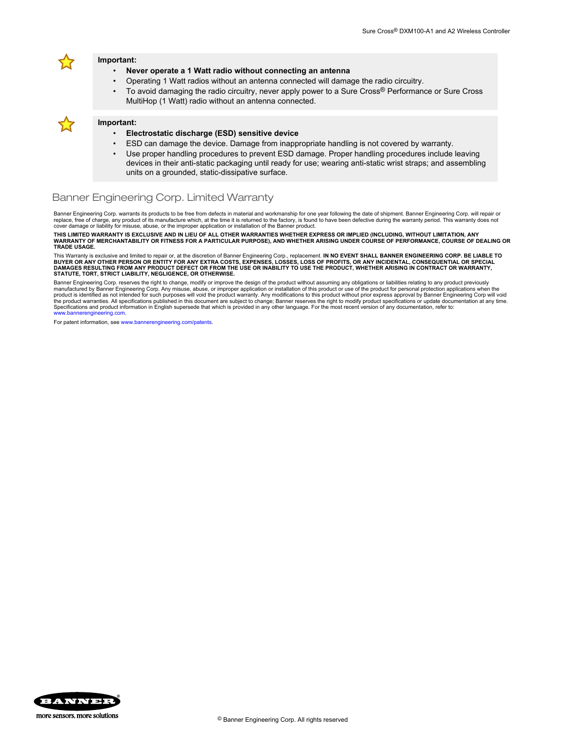**Important:**

- **Never operate a 1 Watt radio without connecting an antenna**
- Operating 1 Watt radios without an antenna connected will damage the radio circuitry.
- To avoid damaging the radio circuitry, never apply power to a Sure Cross® Performance or Sure Cross MultiHop (1 Watt) radio without an antenna connected.

**Important:**

- **Electrostatic discharge (ESD) sensitive device**
- ESD can damage the device. Damage from inappropriate handling is not covered by warranty.
- Use proper handling procedures to prevent ESD damage. Proper handling procedures include leaving devices in their anti-static packaging until ready for use; wearing anti-static wrist straps; and assembling units on a grounded, static-dissipative surface.

## Banner Engineering Corp. Limited Warranty

Banner Engineering Corp. warrants its products to be free from defects in material and workmanship for one year following the date of shipment. Banner Engineering Corp. will repair or replace, free of charge, any product of its manufacture which, at the time it is returned to the factory, is found to have been defective during the warranty period. This warranty does not cover damage or liability for misuse, abuse, or the improper application or installation of the Banner product.

**THIS LIMITED WARRANTY IS EXCLUSIVE AND IN LIEU OF ALL OTHER WARRANTIES WHETHER EXPRESS OR IMPLIED (INCLUDING, WITHOUT LIMITATION, ANY WARRANTY OF MERCHANTABILITY OR FITNESS FOR A PARTICULAR PURPOSE), AND WHETHER ARISING UNDER COURSE OF PERFORMANCE, COURSE OF DEALING OR TRADE USAGE.**

This Warranty is exclusive and limited to repair or, at the discretion of Banner Engineering Corp., replacement. **IN NO EVENT SHALL BANNER ENGINEERING CORP. BE LIABLE TO BUYER OR ANY OTHER PERSON OR ENTITY FOR ANY EXTRA COSTS, EXPENSES, LOSSES, LOSS OF PROFITS, OR ANY INCIDENTAL, CONSEQUENTIAL OR SPECIAL DAMAGES RESULTING FROM ANY PRODUCT DEFECT OR FROM THE USE OR INABILITY TO USE THE PRODUCT, WHETHER ARISING IN CONTRACT OR WARRANTY, STATUTE, TORT, STRICT LIABILITY, NEGLIGENCE, OR OTHERWISE.**

Banner Engineering Corp. reserves the right to change, modify or improve the design of the product without assuming any obligations or liabilities relating to any product previously manufactured by Banner Engineering Corp. Any misuse, abuse, or improper application or installation of this product or use of the product for personal protection applications when the product is identified as not intended for such purposes will void the product warranty. Any modifications to this product without prior express approval by Banner Engineering Corp will void the product warranties. All specifications published in this document are subject to change; Banner reserves the right to modify product specifications or update documentation at any time. Specifications and product information in English supersede that which is provided in any other language. For the most recent version of any documentation, refer to: www.bannerengineering.com.

For patent information, see www.bannerengineering.com/patents.

© Banner Engineering Corp. All rights reserved